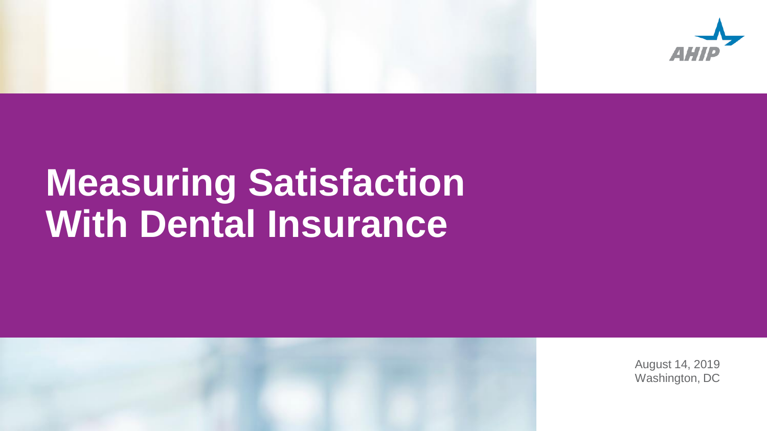AHIP

# Measuring Satisfaction With Dental Insurance

August 14, 2019
Washington, DC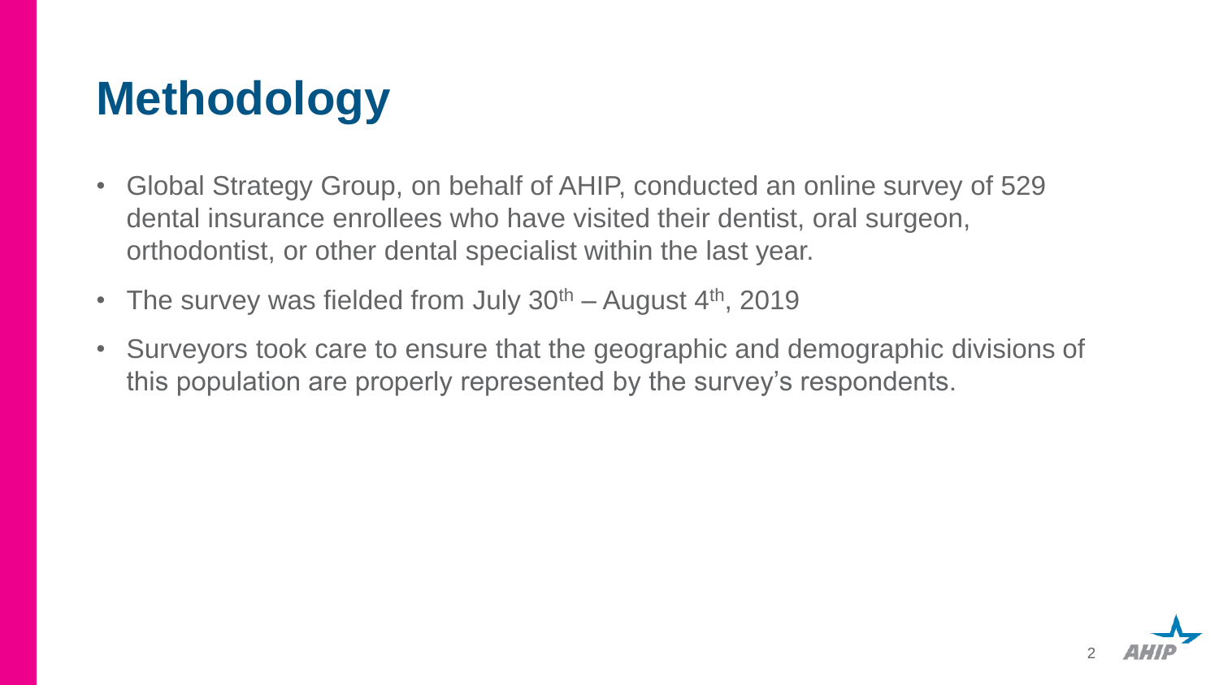# Methodology

- Global Strategy Group, on behalf of AHIP, conducted an online survey of 529 dental insurance enrollees who have visited their dentist, oral surgeon, orthodontist, or other dental specialist within the last year.
- The survey was fielded from July 30th – August 4th, 2019
- Surveyors took care to ensure that the geographic and demographic divisions of this population are properly represented by the survey's respondents.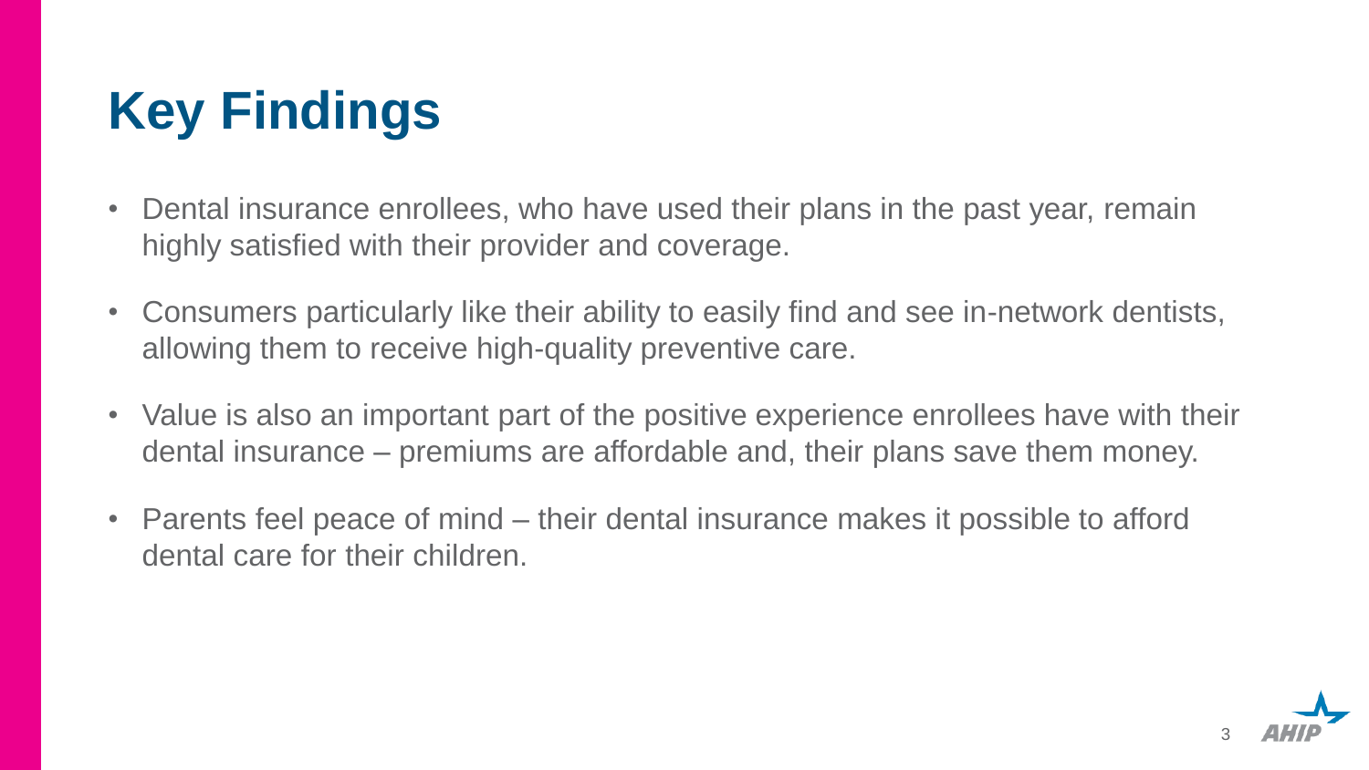# Key Findings

- Dental insurance enrollees, who have used their plans in the past year, remain highly satisfied with their provider and coverage.
- Consumers particularly like their ability to easily find and see in-network dentists, allowing them to receive high-quality preventive care.
- Value is also an important part of the positive experience enrollees have with their dental insurance – premiums are affordable and, their plans save them money.
- Parents feel peace of mind – their dental insurance makes it possible to afford dental care for their children.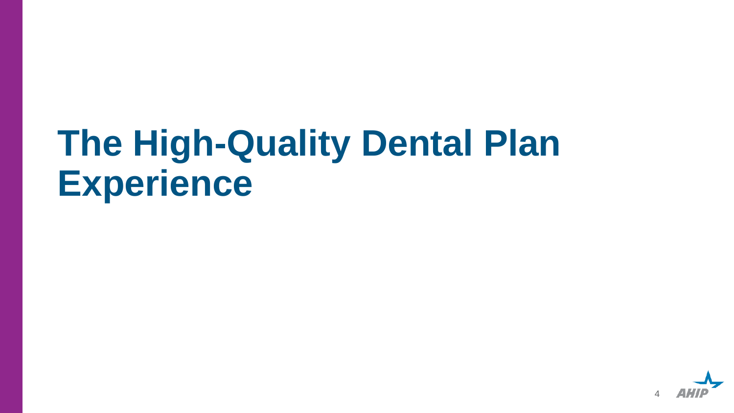# The High-Quality Dental Plan Experience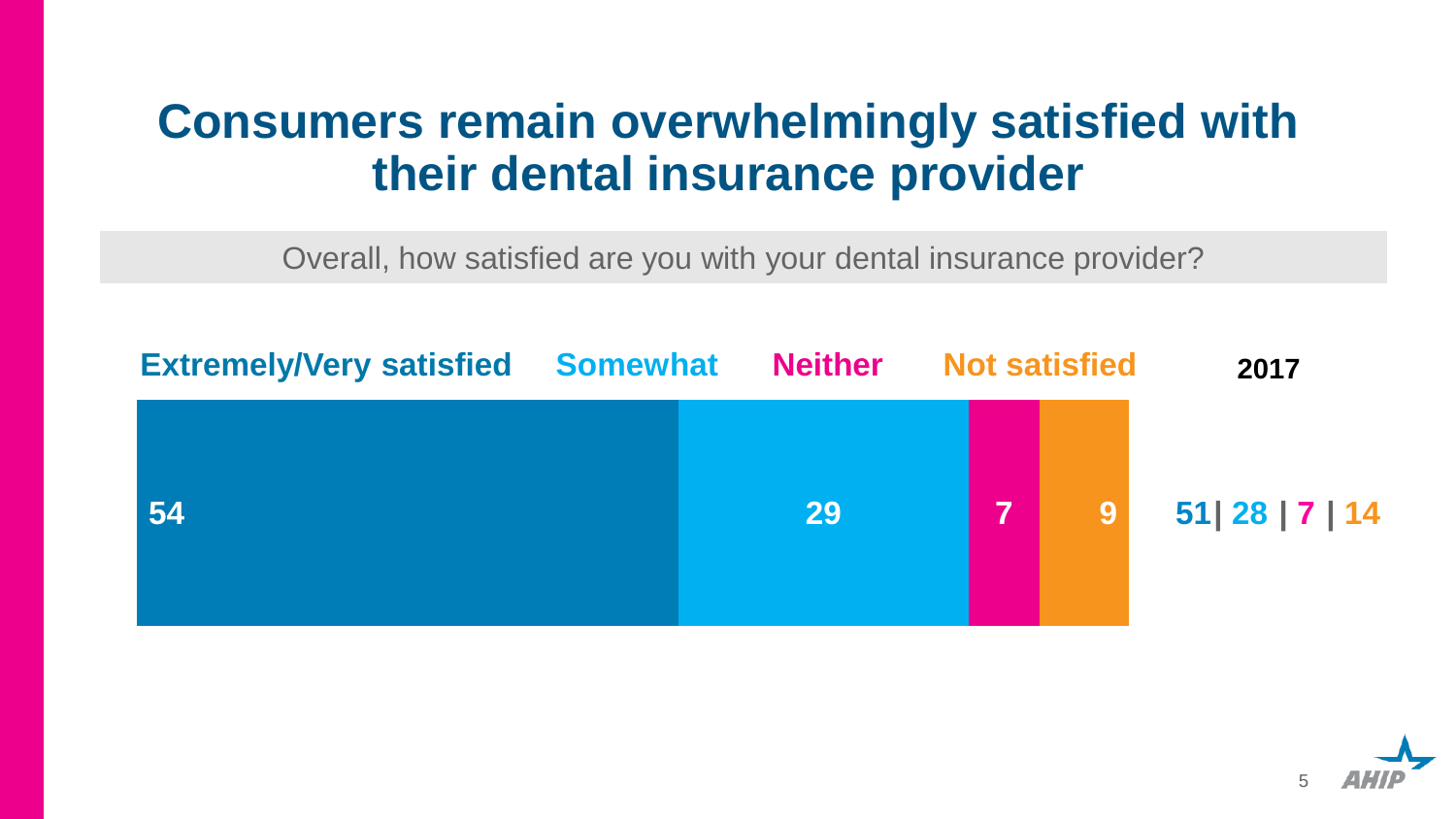# Consumers remain overwhelmingly satisfied with their dental insurance provider

Overall, how satisfied are you with your dental insurance provider?

| | Extremely/Very satisfied | Somewhat | Neither | Not satisfied |
|---|---|---|---|---|
| Current | 54 | 29 | 7 | 9 |
| 2017 | 51 | 28 | 7 | 14 |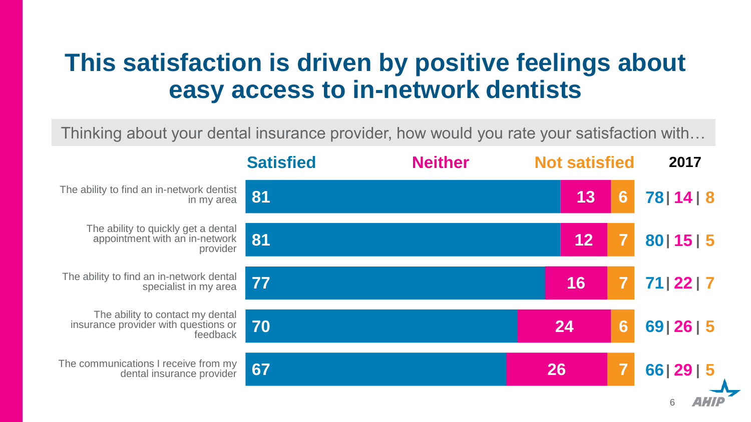# This satisfaction is driven by positive feelings about easy access to in-network dentists

Thinking about your dental insurance provider, how would you rate your satisfaction with…

| | Satisfied | Neither | Not satisfied | 2017 |
|---|---|---|---|---|
| The ability to find an in-network dentist in my area | 81 | 13 | 6 | 78 / 14 / 8 |
| The ability to quickly get a dental appointment with an in-network provider | 81 | 12 | 7 | 80 / 15 / 5 |
| The ability to find an in-network dental specialist in my area | 77 | 16 | 7 | 71 / 22 / 7 |
| The ability to contact my dental insurance provider with questions or feedback | 70 | 24 | 6 | 69 / 26 / 5 |
| The communications I receive from my dental insurance provider | 67 | 26 | 7 | 66 / 29 / 5 |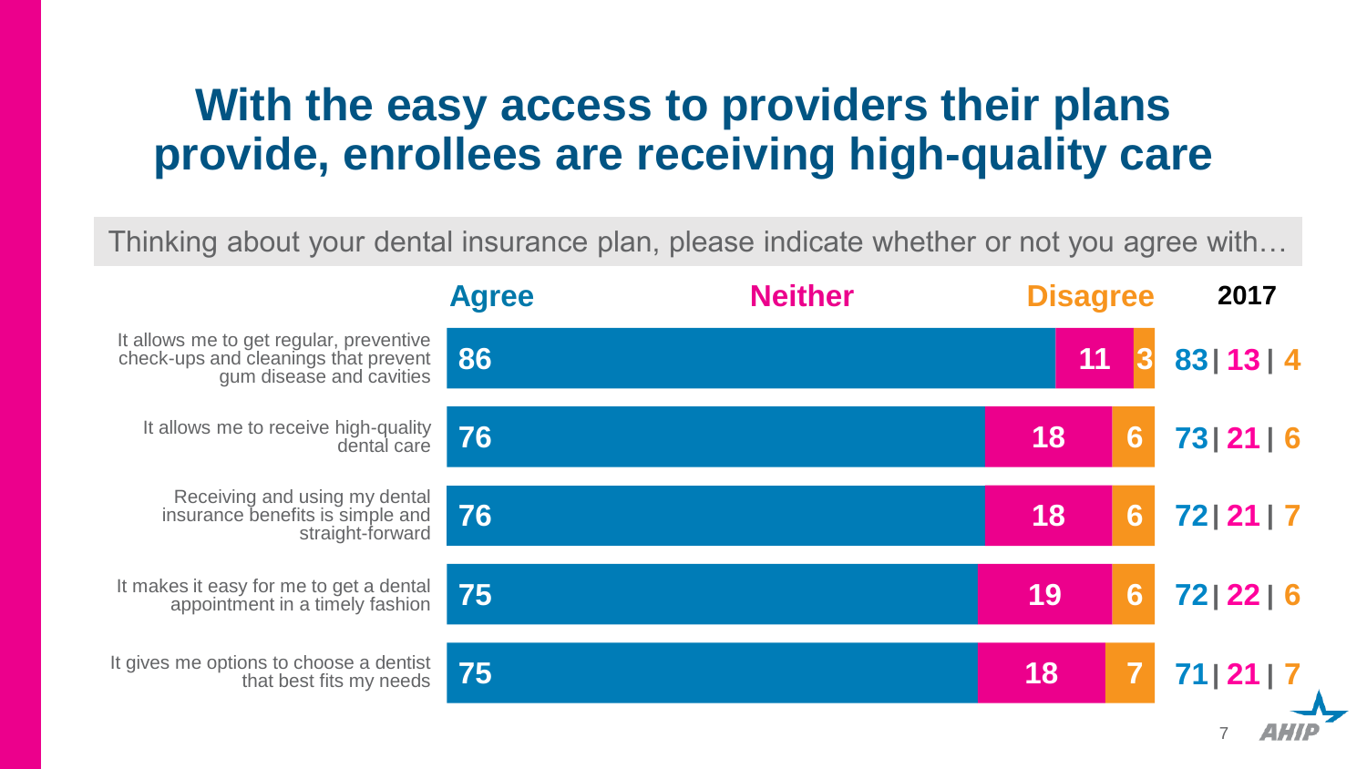# With the easy access to providers their plans provide, enrollees are receiving high-quality care

Thinking about your dental insurance plan, please indicate whether or not you agree with…

| | Agree | Neither | Disagree | 2017 |
|---|---|---|---|---|
| It allows me to get regular, preventive check-ups and cleanings that prevent gum disease and cavities | 86 | 11 | 3 | 83 \| 13 \| 4 |
| It allows me to receive high-quality dental care | 76 | 18 | 6 | 73 \| 21 \| 6 |
| Receiving and using my dental insurance benefits is simple and straight-forward | 76 | 18 | 6 | 72 \| 21 \| 7 |
| It makes it easy for me to get a dental appointment in a timely fashion | 75 | 19 | 6 | 72 \| 22 \| 6 |
| It gives me options to choose a dentist that best fits my needs | 75 | 18 | 7 | 71 \| 21 \| 7 |

AHIP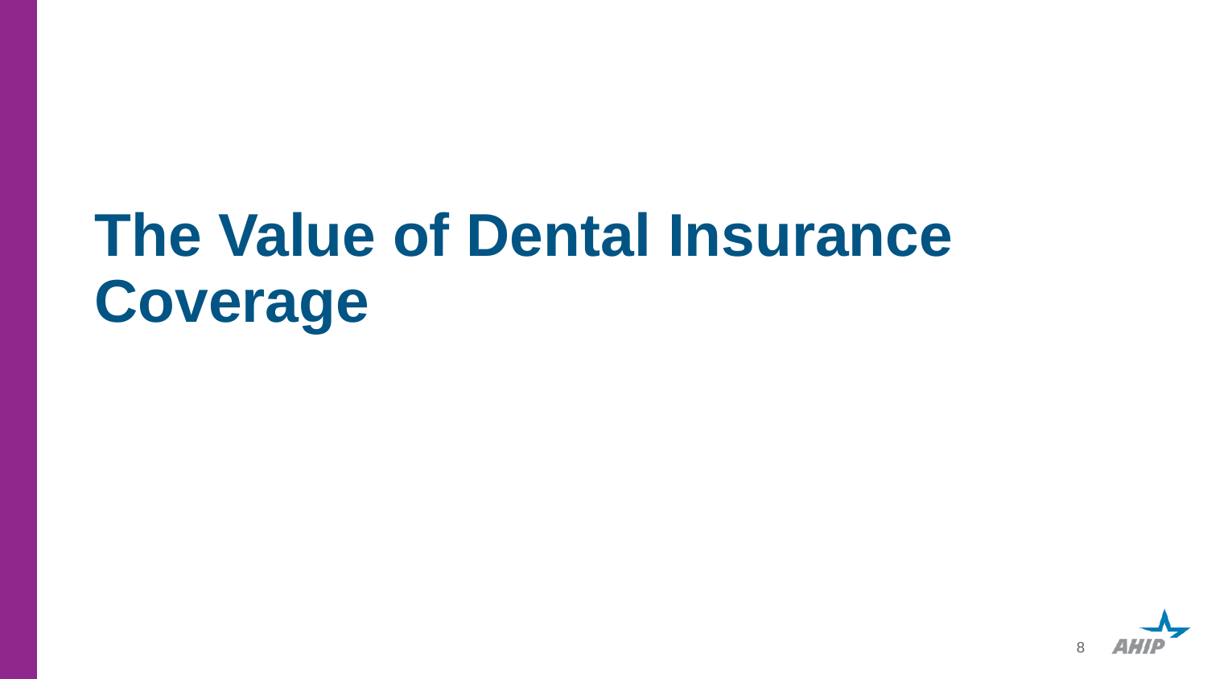# The Value of Dental Insurance Coverage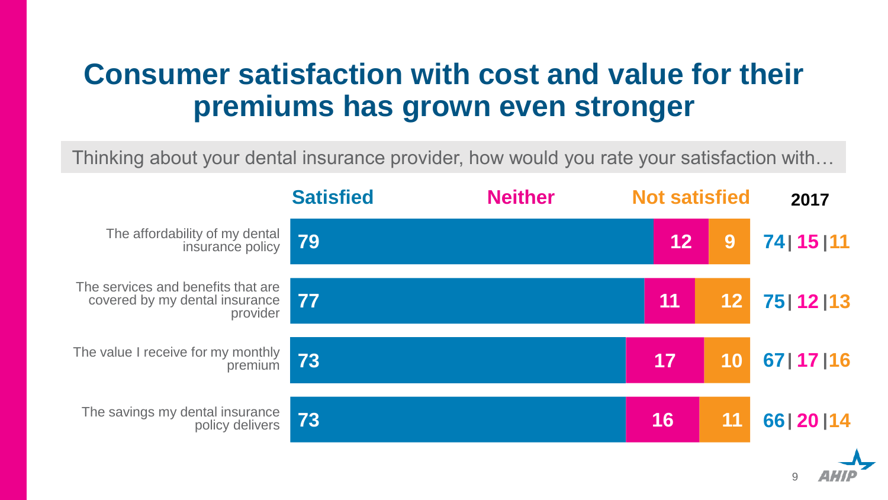# Consumer satisfaction with cost and value for their premiums has grown even stronger

Thinking about your dental insurance provider, how would you rate your satisfaction with…

| | Satisfied | Neither | Not satisfied | 2017 |
|---|---|---|---|---|
| The affordability of my dental insurance policy | 79 | 12 | 9 | 74 \| 15 \| 11 |
| The services and benefits that are covered by my dental insurance provider | 77 | 11 | 12 | 75 \| 12 \| 13 |
| The value I receive for my monthly premium | 73 | 17 | 10 | 67 \| 17 \| 16 |
| The savings my dental insurance policy delivers | 73 | 16 | 11 | 66 \| 20 \| 14 |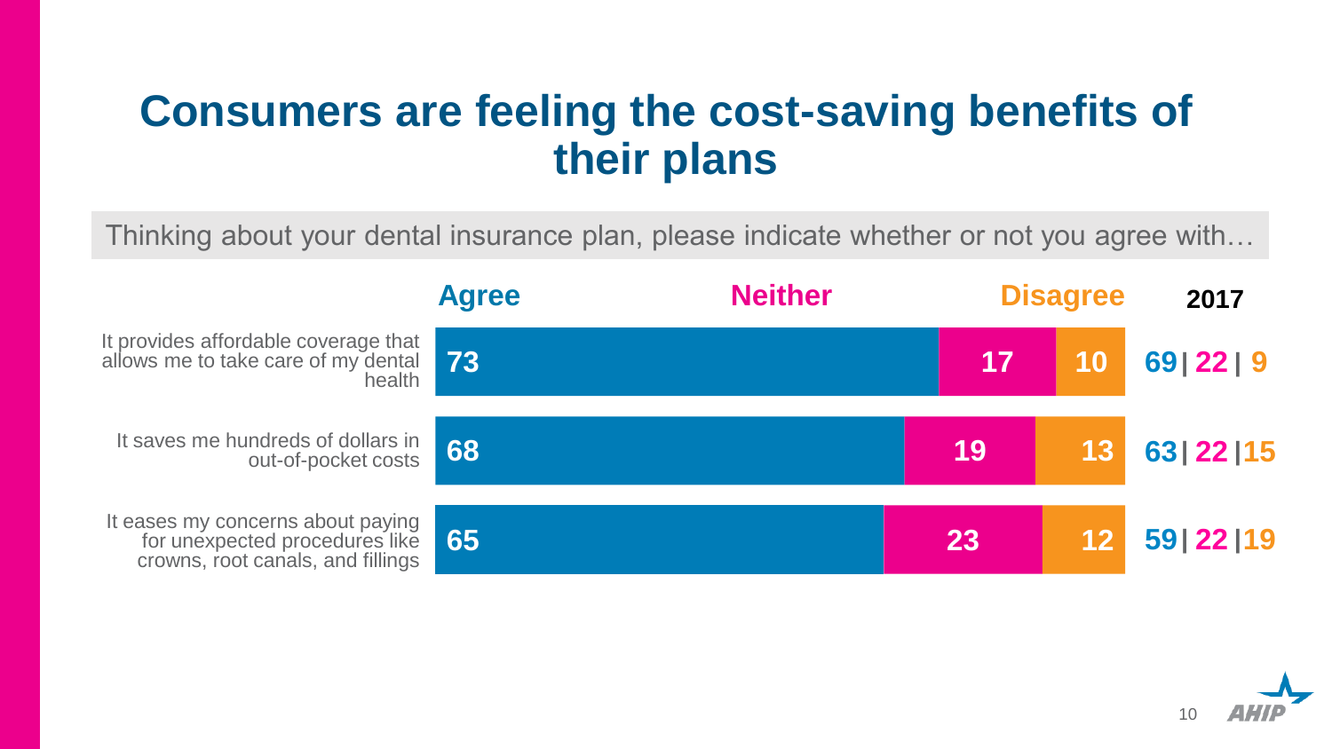# Consumers are feeling the cost-saving benefits of their plans

Thinking about your dental insurance plan, please indicate whether or not you agree with…

| | Agree | Neither | Disagree | 2017 |
|---|---|---|---|---|
| It provides affordable coverage that allows me to take care of my dental health | 73 | 17 | 10 | 69 \| 22 \| 9 |
| It saves me hundreds of dollars in out-of-pocket costs | 68 | 19 | 13 | 63 \| 22 \| 15 |
| It eases my concerns about paying for unexpected procedures like crowns, root canals, and fillings | 65 | 23 | 12 | 59 \| 22 \| 19 |

AHIP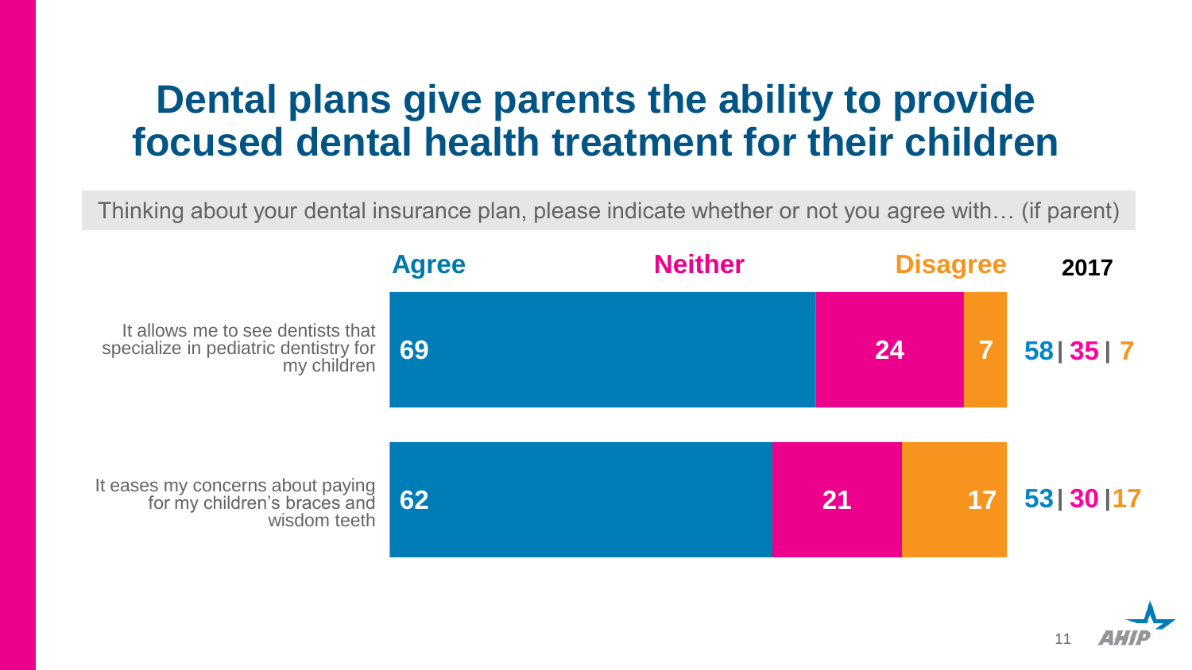# Dental plans give parents the ability to provide focused dental health treatment for their children

Thinking about your dental insurance plan, please indicate whether or not you agree with… (if parent)

| | Agree | Neither | Disagree | 2017 |
|---|---|---|---|---|
| It allows me to see dentists that specialize in pediatric dentistry for my children | 69 | 24 | 7 | 58 \| 35 \| 7 |
| It eases my concerns about paying for my children's braces and wisdom teeth | 62 | 21 | 17 | 53 \| 30 \| 17 |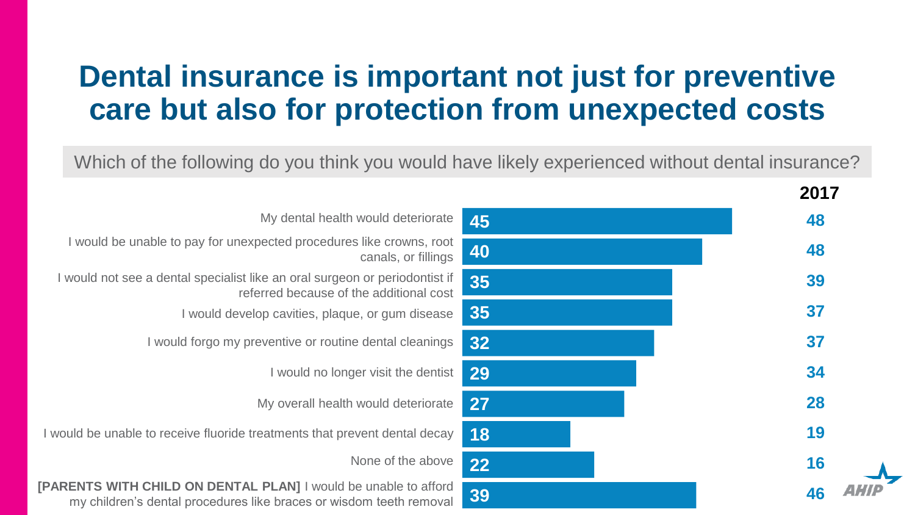# Dental insurance is important not just for preventive care but also for protection from unexpected costs

Which of the following do you think you would have likely experienced without dental insurance?

2017

My dental health would deteriorate 45 48

I would be unable to pay for unexpected procedures like crowns, root canals, or fillings 40 48

I would not see a dental specialist like an oral surgeon or periodontist if referred because of the additional cost 35 39

I would develop cavities, plaque, or gum disease 35 37

I would forgo my preventive or routine dental cleanings 32 37

I would no longer visit the dentist 29 34

My overall health would deteriorate 27 28

I would be unable to receive fluoride treatments that prevent dental decay 18 19

None of the above 22 16

**[PARENTS WITH CHILD ON DENTAL PLAN]** I would be unable to afford my children's dental procedures like braces or wisdom teeth removal 39 46

AHIP